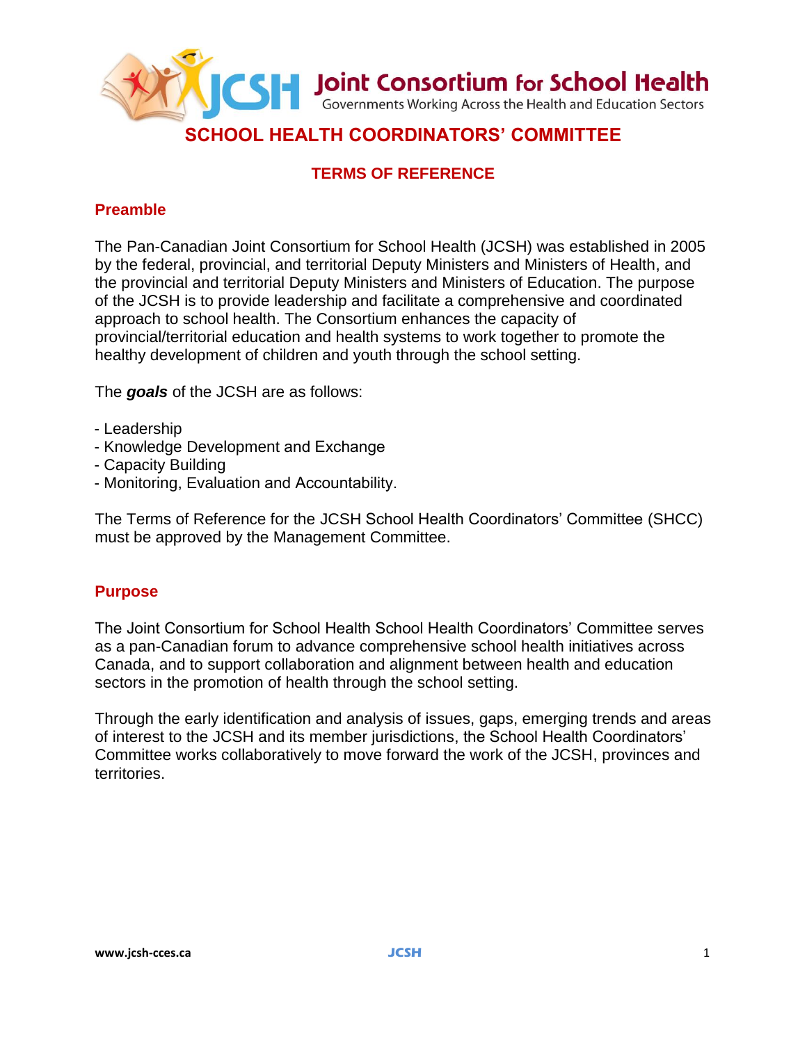Joint Consortium for School Health

Governments Working Across the Health and Education Sectors

# SCHOOL HEALTH COORDINATORS' COMMITTEE

## TERMS OF REFERENCE

### Preamble

The Pan-Canadian Joint Consortium for School Health (JCSH) was established in 2005 by the federal, provincial, and territorial Deputy Ministers and Ministers of Health, and the provincial and territorial Deputy Ministers and Ministers of Education. The purpose of the JCSH is to provide leadership and facilitate a comprehensive and coordinated approach to school health. The Consortium enhances the capacity of provincial/territorial education and health systems to work together to promote the healthy development of children and youth through the school setting.

The ***goals*** of the JCSH are as follows:

- Leadership
- Knowledge Development and Exchange
- Capacity Building
- Monitoring, Evaluation and Accountability.

The Terms of Reference for the JCSH School Health Coordinators' Committee (SHCC) must be approved by the Management Committee.

### Purpose

The Joint Consortium for School Health School Health Coordinators' Committee serves as a pan-Canadian forum to advance comprehensive school health initiatives across Canada, and to support collaboration and alignment between health and education sectors in the promotion of health through the school setting.

Through the early identification and analysis of issues, gaps, emerging trends and areas of interest to the JCSH and its member jurisdictions, the School Health Coordinators' Committee works collaboratively to move forward the work of the JCSH, provinces and territories.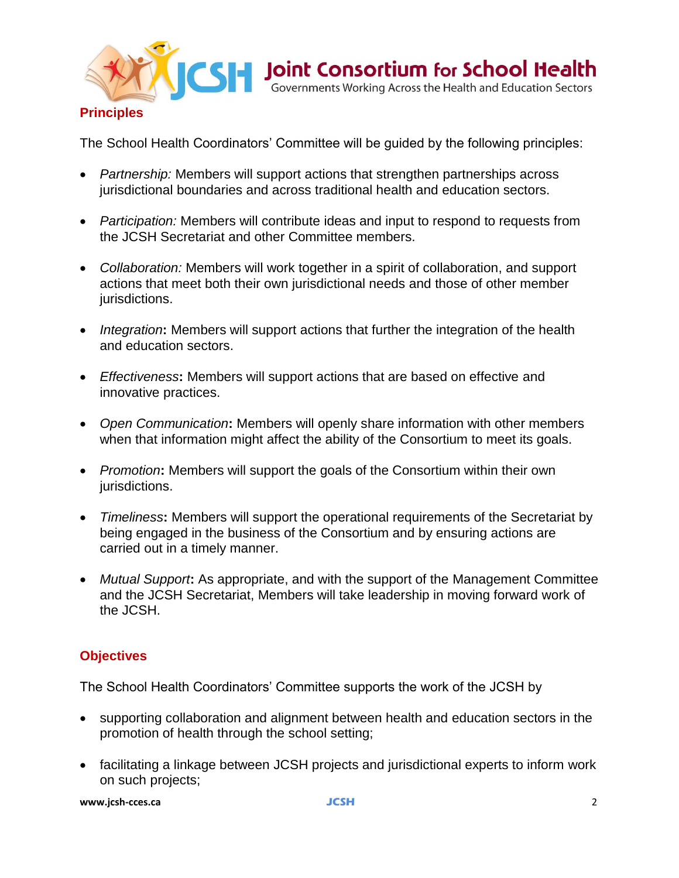## Principles

The School Health Coordinators' Committee will be guided by the following principles:

- *Partnership:* Members will support actions that strengthen partnerships across jurisdictional boundaries and across traditional health and education sectors.
- *Participation:* Members will contribute ideas and input to respond to requests from the JCSH Secretariat and other Committee members.
- *Collaboration:* Members will work together in a spirit of collaboration, and support actions that meet both their own jurisdictional needs and those of other member jurisdictions.
- *Integration*: Members will support actions that further the integration of the health and education sectors.
- *Effectiveness*: Members will support actions that are based on effective and innovative practices.
- *Open Communication*: Members will openly share information with other members when that information might affect the ability of the Consortium to meet its goals.
- *Promotion*: Members will support the goals of the Consortium within their own jurisdictions.
- *Timeliness*: Members will support the operational requirements of the Secretariat by being engaged in the business of the Consortium and by ensuring actions are carried out in a timely manner.
- *Mutual Support*: As appropriate, and with the support of the Management Committee and the JCSH Secretariat, Members will take leadership in moving forward work of the JCSH.

## Objectives

The School Health Coordinators' Committee supports the work of the JCSH by

- supporting collaboration and alignment between health and education sectors in the promotion of health through the school setting;
- facilitating a linkage between JCSH projects and jurisdictional experts to inform work on such projects;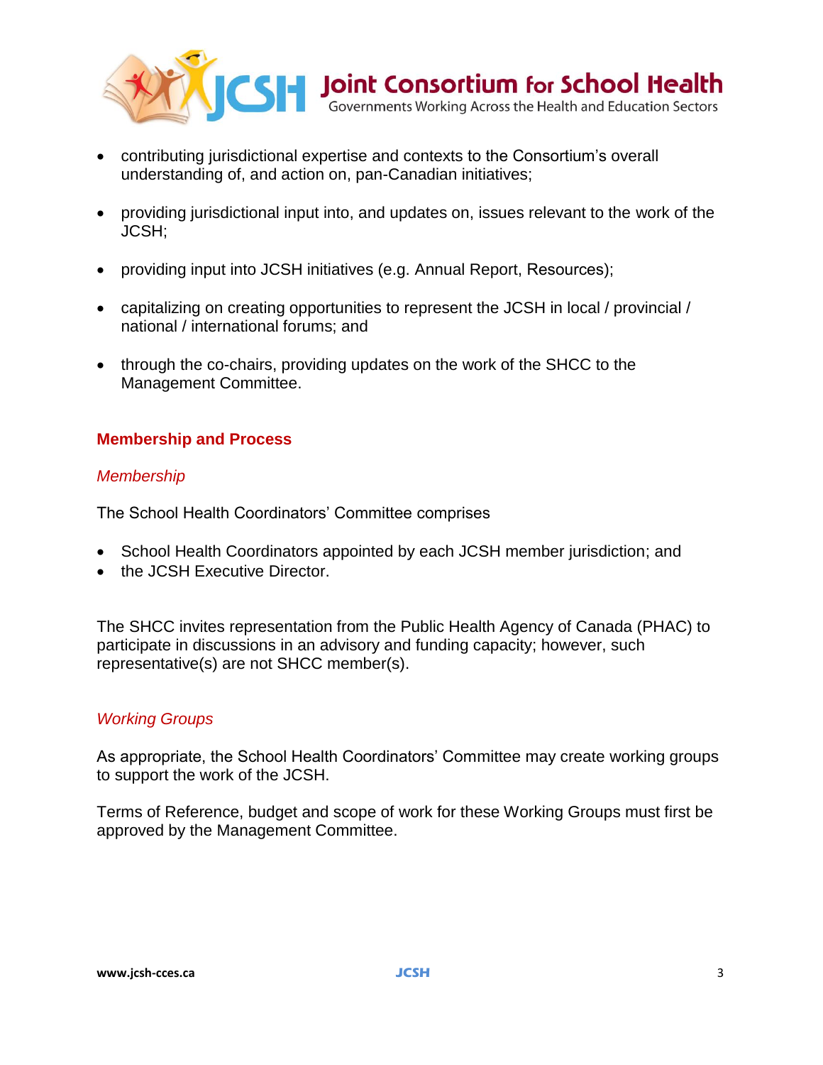- contributing jurisdictional expertise and contexts to the Consortium's overall understanding of, and action on, pan-Canadian initiatives;
- providing jurisdictional input into, and updates on, issues relevant to the work of the JCSH;
- providing input into JCSH initiatives (e.g. Annual Report, Resources);
- capitalizing on creating opportunities to represent the JCSH in local / provincial / national / international forums; and
- through the co-chairs, providing updates on the work of the SHCC to the Management Committee.

## Membership and Process

### *Membership*

The School Health Coordinators' Committee comprises

- School Health Coordinators appointed by each JCSH member jurisdiction; and
- the JCSH Executive Director.

The SHCC invites representation from the Public Health Agency of Canada (PHAC) to participate in discussions in an advisory and funding capacity; however, such representative(s) are not SHCC member(s).

### *Working Groups*

As appropriate, the School Health Coordinators' Committee may create working groups to support the work of the JCSH.

Terms of Reference, budget and scope of work for these Working Groups must first be approved by the Management Committee.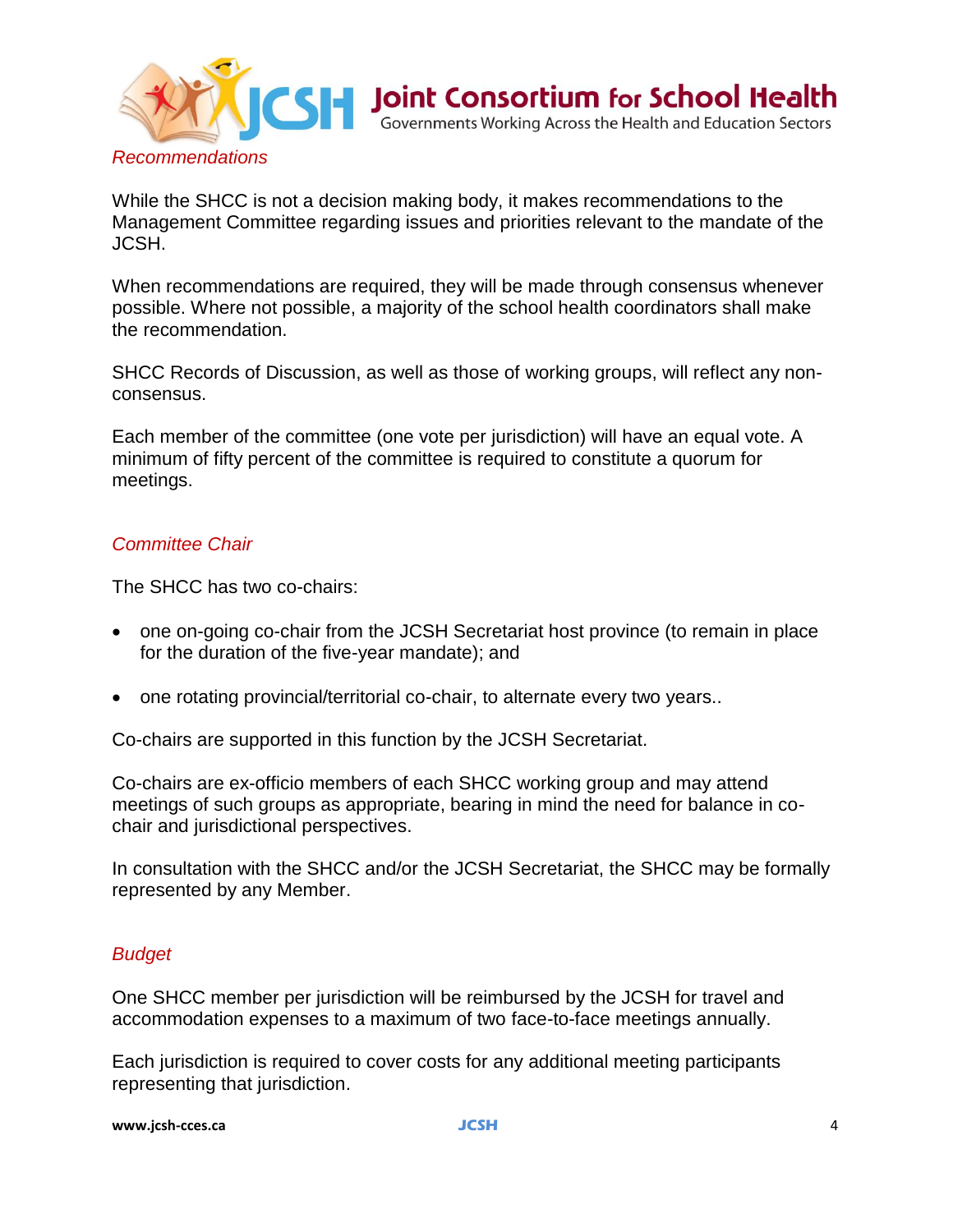### *Recommendations*

While the SHCC is not a decision making body, it makes recommendations to the Management Committee regarding issues and priorities relevant to the mandate of the JCSH.

When recommendations are required, they will be made through consensus whenever possible. Where not possible, a majority of the school health coordinators shall make the recommendation.

SHCC Records of Discussion, as well as those of working groups, will reflect any non-consensus.

Each member of the committee (one vote per jurisdiction) will have an equal vote. A minimum of fifty percent of the committee is required to constitute a quorum for meetings.

### *Committee Chair*

The SHCC has two co-chairs:

- one on-going co-chair from the JCSH Secretariat host province (to remain in place for the duration of the five-year mandate); and
- one rotating provincial/territorial co-chair, to alternate every two years..

Co-chairs are supported in this function by the JCSH Secretariat.

Co-chairs are ex-officio members of each SHCC working group and may attend meetings of such groups as appropriate, bearing in mind the need for balance in co-chair and jurisdictional perspectives.

In consultation with the SHCC and/or the JCSH Secretariat, the SHCC may be formally represented by any Member.

### *Budget*

One SHCC member per jurisdiction will be reimbursed by the JCSH for travel and accommodation expenses to a maximum of two face-to-face meetings annually.

Each jurisdiction is required to cover costs for any additional meeting participants representing that jurisdiction.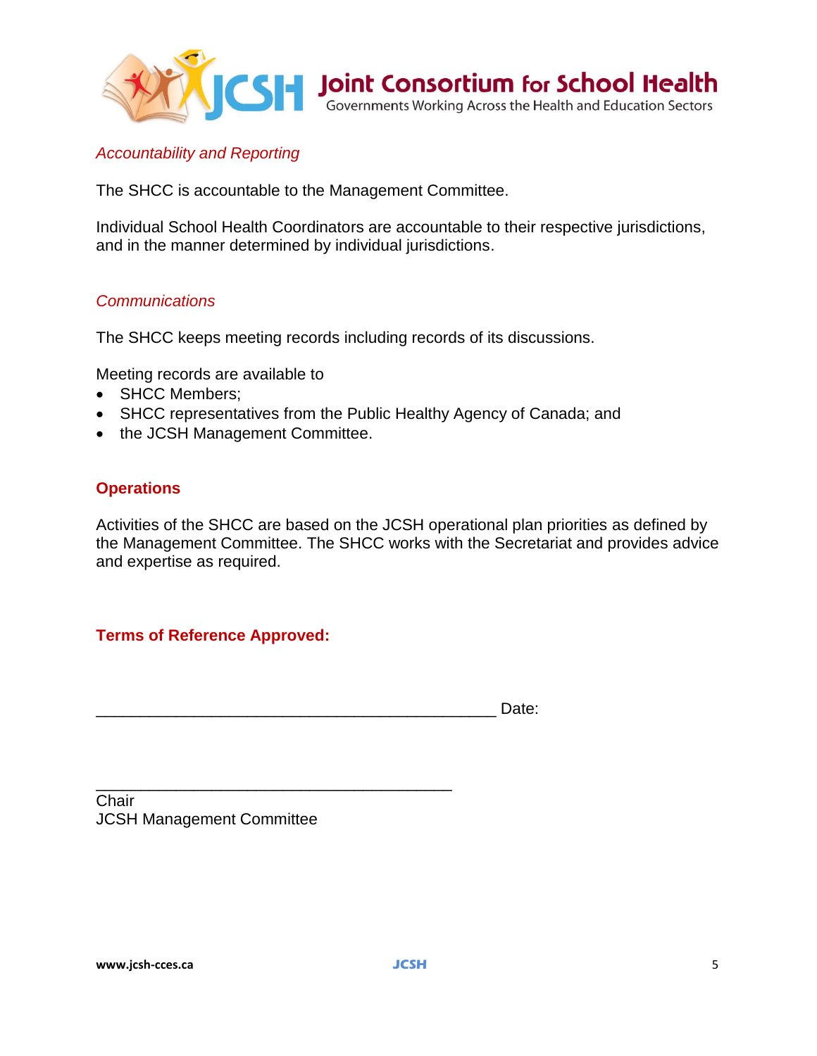### *Accountability and Reporting*

The SHCC is accountable to the Management Committee.

Individual School Health Coordinators are accountable to their respective jurisdictions, and in the manner determined by individual jurisdictions.

### *Communications*

The SHCC keeps meeting records including records of its discussions.

Meeting records are available to

- SHCC Members;
- SHCC representatives from the Public Healthy Agency of Canada; and
- the JCSH Management Committee.

## **Operations**

Activities of the SHCC are based on the JCSH operational plan priorities as defined by the Management Committee. The SHCC works with the Secretariat and provides advice and expertise as required.

## **Terms of Reference Approved:**

____________________________________________ Date:

_______________________________________
Chair
JCSH Management Committee